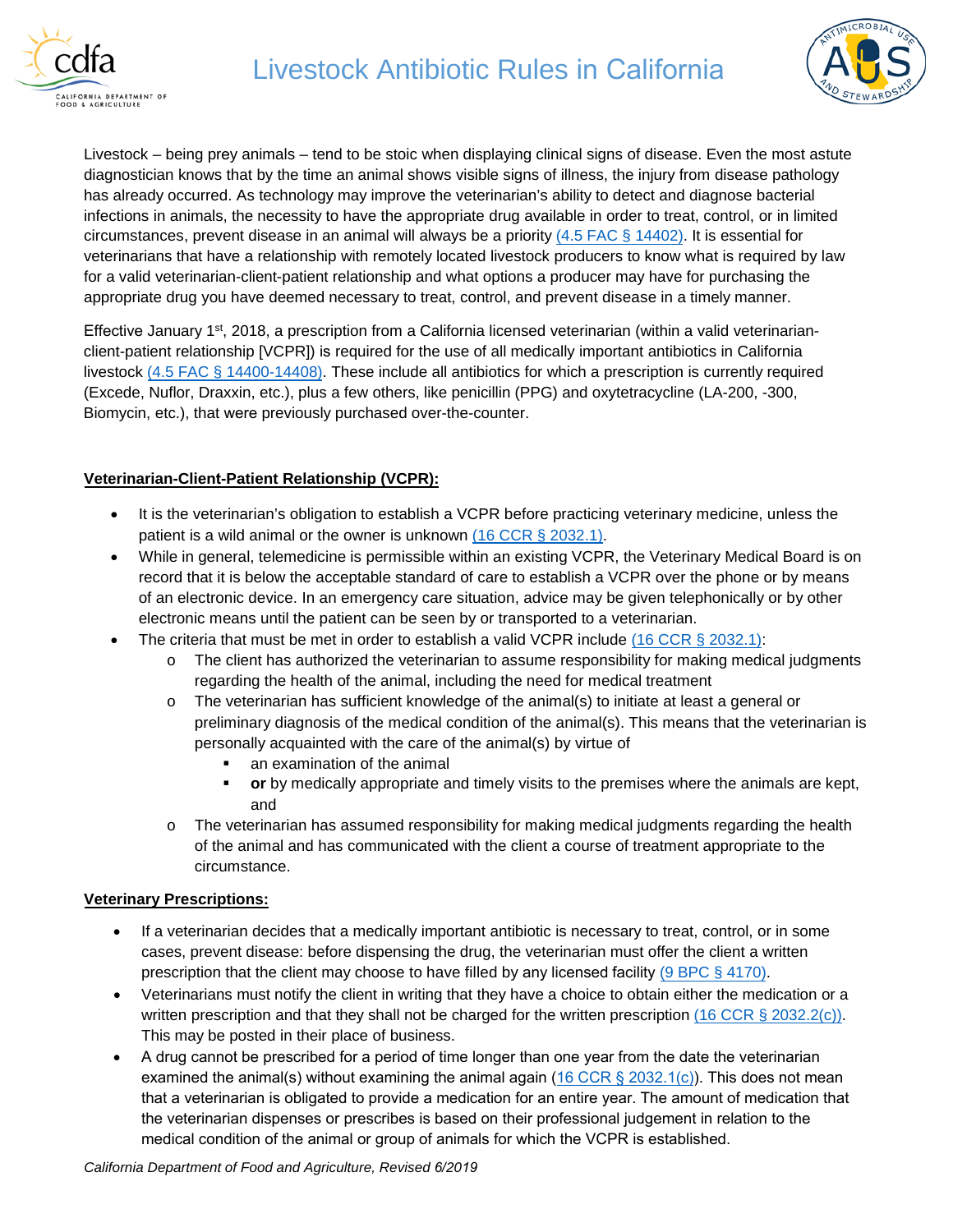# Livestock Antibiotic Rules in California

Livestock – being prey animals – tend to be stoic when displaying clinical signs of disease. Even the most astute diagnostician knows that by the time an animal shows visible signs of illness, the injury from disease pathology has already occurred. As technology may improve the veterinarian's ability to detect and diagnose bacterial infections in animals, the necessity to have the appropriate drug available in order to treat, control, or in limited circumstances, prevent disease in an animal will always be a priority (4.5 FAC § 14402). It is essential for veterinarians that have a relationship with remotely located livestock producers to know what is required by law for a valid veterinarian-client-patient relationship and what options a producer may have for purchasing the appropriate drug you have deemed necessary to treat, control, and prevent disease in a timely manner.

Effective January 1st, 2018, a prescription from a California licensed veterinarian (within a valid veterinarian-client-patient relationship [VCPR]) is required for the use of all medically important antibiotics in California livestock (4.5 FAC § 14400-14408). These include all antibiotics for which a prescription is currently required (Excede, Nuflor, Draxxin, etc.), plus a few others, like penicillin (PPG) and oxytetracycline (LA-200, -300, Biomycin, etc.), that were previously purchased over-the-counter.

## Veterinarian-Client-Patient Relationship (VCPR):

- It is the veterinarian's obligation to establish a VCPR before practicing veterinary medicine, unless the patient is a wild animal or the owner is unknown (16 CCR § 2032.1).
- While in general, telemedicine is permissible within an existing VCPR, the Veterinary Medical Board is on record that it is below the acceptable standard of care to establish a VCPR over the phone or by means of an electronic device. In an emergency care situation, advice may be given telephonically or by other electronic means until the patient can be seen by or transported to a veterinarian.
- The criteria that must be met in order to establish a valid VCPR include (16 CCR § 2032.1):
  - The client has authorized the veterinarian to assume responsibility for making medical judgments regarding the health of the animal, including the need for medical treatment
  - The veterinarian has sufficient knowledge of the animal(s) to initiate at least a general or preliminary diagnosis of the medical condition of the animal(s). This means that the veterinarian is personally acquainted with the care of the animal(s) by virtue of
    - an examination of the animal
    - **or** by medically appropriate and timely visits to the premises where the animals are kept, and
  - The veterinarian has assumed responsibility for making medical judgments regarding the health of the animal and has communicated with the client a course of treatment appropriate to the circumstance.

## Veterinary Prescriptions:

- If a veterinarian decides that a medically important antibiotic is necessary to treat, control, or in some cases, prevent disease: before dispensing the drug, the veterinarian must offer the client a written prescription that the client may choose to have filled by any licensed facility (9 BPC § 4170).
- Veterinarians must notify the client in writing that they have a choice to obtain either the medication or a written prescription and that they shall not be charged for the written prescription (16 CCR § 2032.2(c)). This may be posted in their place of business.
- A drug cannot be prescribed for a period of time longer than one year from the date the veterinarian examined the animal(s) without examining the animal again (16 CCR § 2032.1(c)). This does not mean that a veterinarian is obligated to provide a medication for an entire year. The amount of medication that the veterinarian dispenses or prescribes is based on their professional judgement in relation to the medical condition of the animal or group of animals for which the VCPR is established.

*California Department of Food and Agriculture, Revised 6/2019*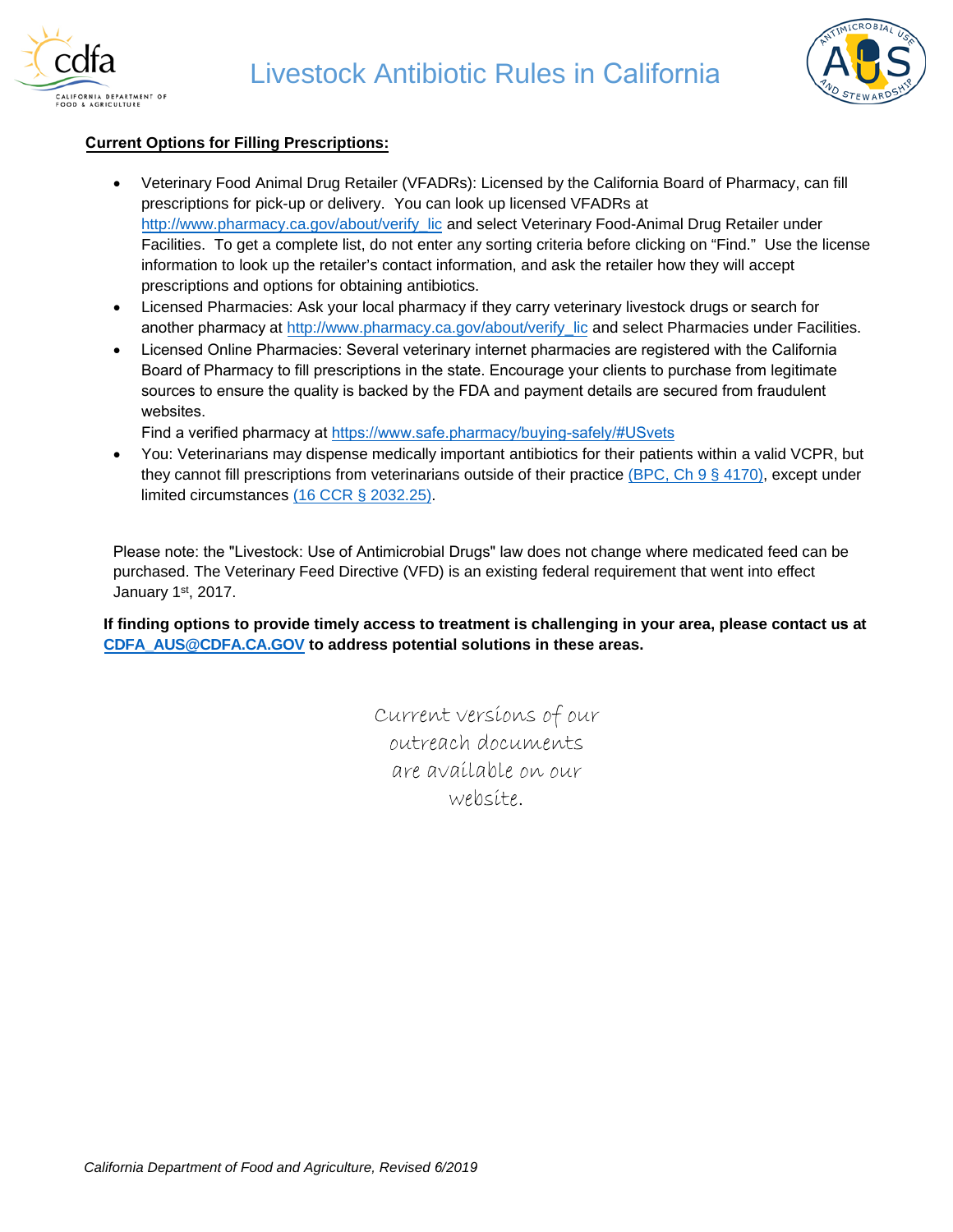# Livestock Antibiotic Rules in California

**Current Options for Filling Prescriptions:**

- Veterinary Food Animal Drug Retailer (VFADRs): Licensed by the California Board of Pharmacy, can fill prescriptions for pick-up or delivery. You can look up licensed VFADRs at http://www.pharmacy.ca.gov/about/verify_lic and select Veterinary Food-Animal Drug Retailer under Facilities. To get a complete list, do not enter any sorting criteria before clicking on "Find." Use the license information to look up the retailer's contact information, and ask the retailer how they will accept prescriptions and options for obtaining antibiotics.
- Licensed Pharmacies: Ask your local pharmacy if they carry veterinary livestock drugs or search for another pharmacy at http://www.pharmacy.ca.gov/about/verify_lic and select Pharmacies under Facilities.
- Licensed Online Pharmacies: Several veterinary internet pharmacies are registered with the California Board of Pharmacy to fill prescriptions in the state. Encourage your clients to purchase from legitimate sources to ensure the quality is backed by the FDA and payment details are secured from fraudulent websites.

  Find a verified pharmacy at https://www.safe.pharmacy/buying-safely/#USvets
- You: Veterinarians may dispense medically important antibiotics for their patients within a valid VCPR, but they cannot fill prescriptions from veterinarians outside of their practice (BPC, Ch 9 § 4170), except under limited circumstances (16 CCR § 2032.25).

Please note: the "Livestock: Use of Antimicrobial Drugs" law does not change where medicated feed can be purchased. The Veterinary Feed Directive (VFD) is an existing federal requirement that went into effect January 1st, 2017.

**If finding options to provide timely access to treatment is challenging in your area, please contact us at CDFA_AUS@CDFA.CA.GOV to address potential solutions in these areas.**

Current versions of our outreach documents are available on our website.

*California Department of Food and Agriculture, Revised 6/2019*